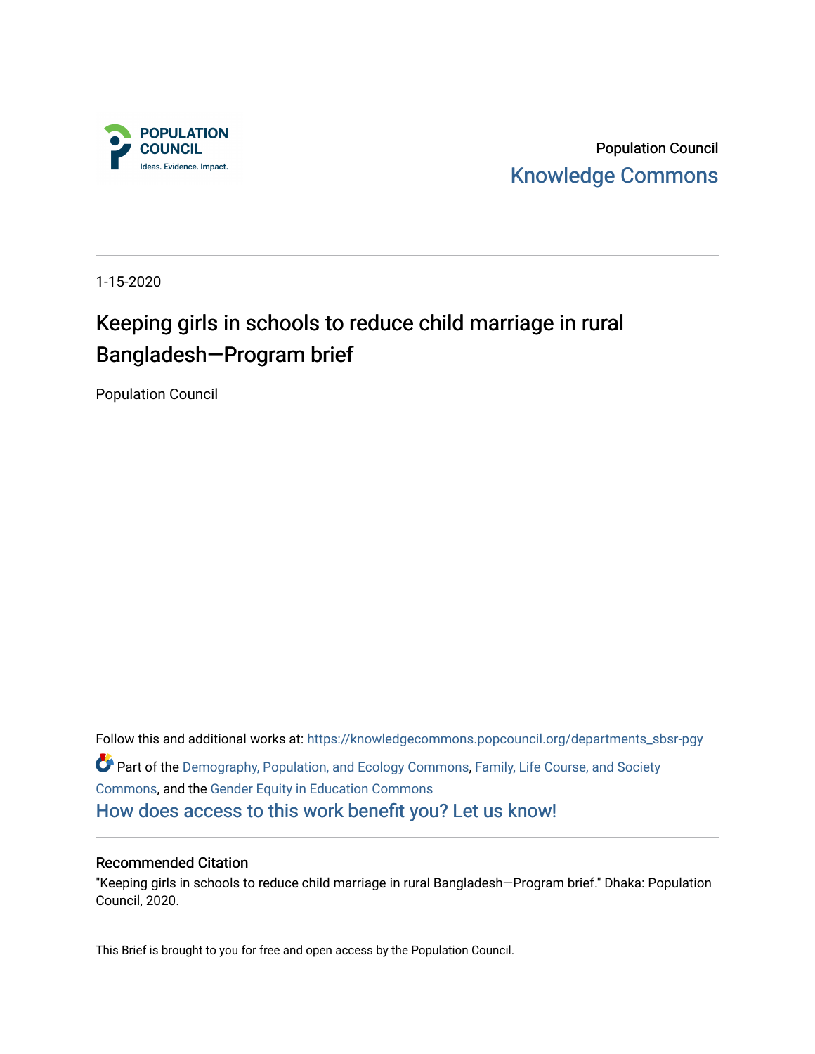Population Council

Knowledge Commons

1-15-2020

# Keeping girls in schools to reduce child marriage in rural Bangladesh—Program brief

Population Council

Follow this and additional works at: https://knowledgecommons.popcouncil.org/departments_sbsr-pgy

Part of the Demography, Population, and Ecology Commons, Family, Life Course, and Society Commons, and the Gender Equity in Education Commons

How does access to this work benefit you? Let us know!

## Recommended Citation

"Keeping girls in schools to reduce child marriage in rural Bangladesh—Program brief." Dhaka: Population Council, 2020.

This Brief is brought to you for free and open access by the Population Council.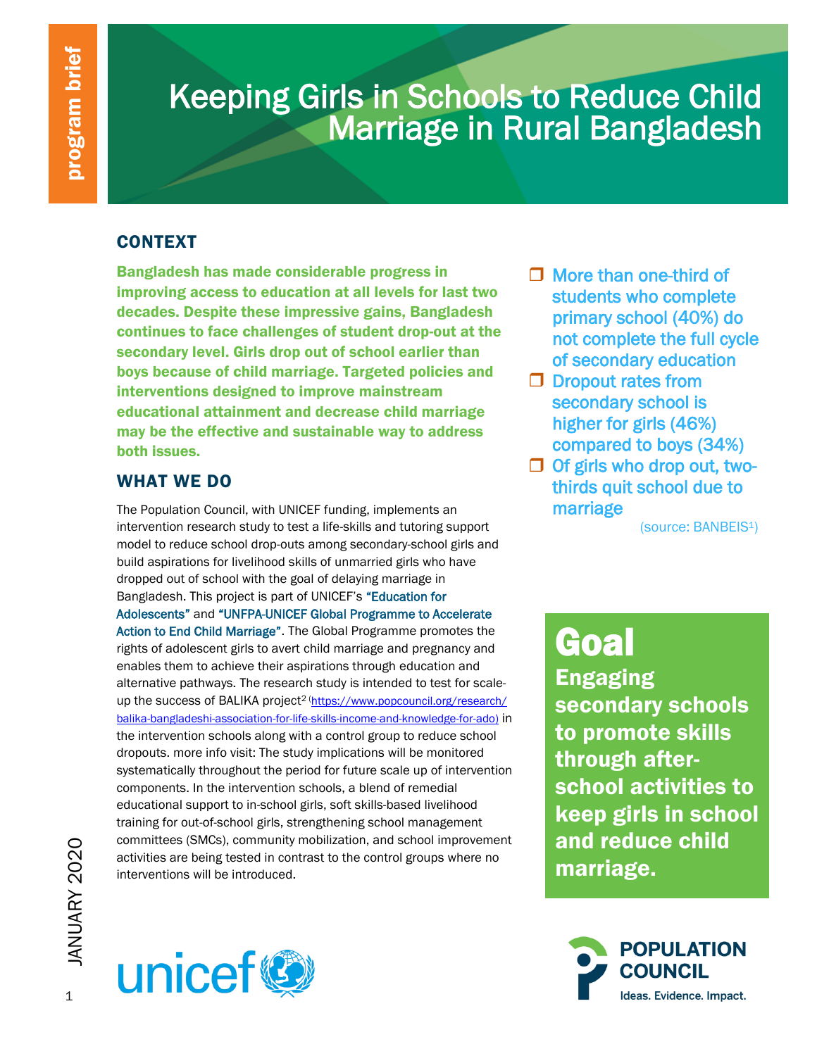program brief

# Keeping Girls in Schools to Reduce Child Marriage in Rural Bangladesh

## CONTEXT

**Bangladesh has made considerable progress in improving access to education at all levels for last two decades. Despite these impressive gains, Bangladesh continues to face challenges of student drop-out at the secondary level. Girls drop out of school earlier than boys because of child marriage. Targeted policies and interventions designed to improve mainstream educational attainment and decrease child marriage may be the effective and sustainable way to address both issues.**

- More than one-third of students who complete primary school (40%) do not complete the full cycle of secondary education
- Dropout rates from secondary school is higher for girls (46%) compared to boys (34%)
- Of girls who drop out, two-thirds quit school due to marriage

(source: BANBEIS[1])

## WHAT WE DO

The Population Council, with UNICEF funding, implements an intervention research study to test a life-skills and tutoring support model to reduce school drop-outs among secondary-school girls and build aspirations for livelihood skills of unmarried girls who have dropped out of school with the goal of delaying marriage in Bangladesh. This project is part of UNICEF's "Education for Adolescents" and "UNFPA-UNICEF Global Programme to Accelerate Action to End Child Marriage". The Global Programme promotes the rights of adolescent girls to avert child marriage and pregnancy and enables them to achieve their aspirations through education and alternative pathways. The research study is intended to test for scale-up the success of BALIKA project[2] (https://www.popcouncil.org/research/balika-bangladeshi-association-for-life-skills-income-and-knowledge-for-ado) in the intervention schools along with a control group to reduce school dropouts. more info visit: The study implications will be monitored systematically throughout the period for future scale up of intervention components. In the intervention schools, a blend of remedial educational support to in-school girls, soft skills-based livelihood training for out-of-school girls, strengthening school management committees (SMCs), community mobilization, and school improvement activities are being tested in contrast to the control groups where no interventions will be introduced.

## Goal

**Engaging secondary schools to promote skills through after-school activities to keep girls in school and reduce child marriage.**

JANUARY 2020

unicef

POPULATION COUNCIL
Ideas. Evidence. Impact.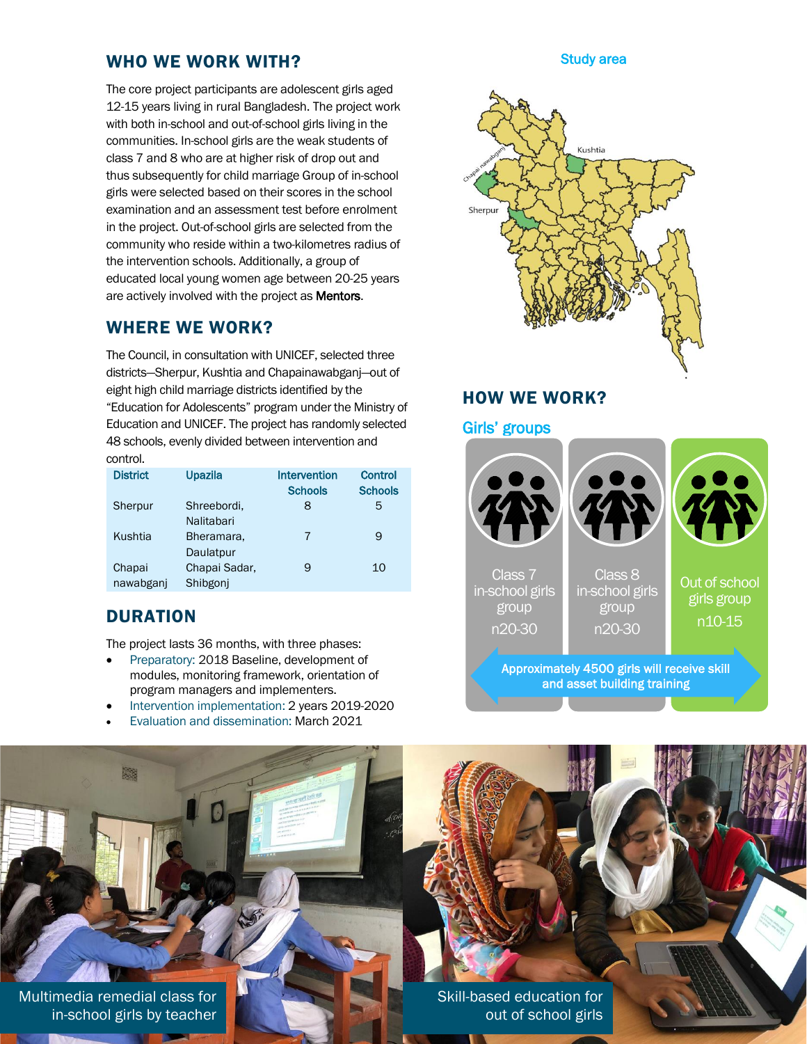## WHO WE WORK WITH?

The core project participants are adolescent girls aged 12-15 years living in rural Bangladesh. The project work with both in-school and out-of-school girls living in the communities. In-school girls are the weak students of class 7 and 8 who are at higher risk of drop out and thus subsequently for child marriage Group of in-school girls were selected based on their scores in the school examination and an assessment test before enrolment in the project. Out-of-school girls are selected from the community who reside within a two-kilometres radius of the intervention schools. Additionally, a group of educated local young women age between 20-25 years are actively involved with the project as **Mentors**.

## WHERE WE WORK?

The Council, in consultation with UNICEF, selected three districts—Sherpur, Kushtia and Chapainawabganj—out of eight high child marriage districts identified by the "Education for Adolescents" program under the Ministry of Education and UNICEF. The project has randomly selected 48 schools, evenly divided between intervention and control.

| District | Upazila | Intervention Schools | Control Schools |
|---|---|---|---|
| Sherpur | Shreebordi, Nalitabari | 8 | 5 |
| Kushtia | Bheramara, Daulatpur | 7 | 9 |
| Chapai nawabganj | Chapai Sadar, Shibgonj | 9 | 10 |

## DURATION

The project lasts 36 months, with three phases:

- Preparatory: 2018 Baseline, development of modules, monitoring framework, orientation of program managers and implementers.
- Intervention implementation: 2 years 2019-2020
- Evaluation and dissemination: March 2021

Study area

Kushtia

Chapai nawabganj

Sherpur

## HOW WE WORK?

### Girls' groups

Class 7 in-school girls group n20-30

Class 8 in-school girls group n20-30

Out of school girls group n10-15

Approximately 4500 girls will receive skill and asset building training

Multimedia remedial class for in-school girls by teacher

Skill-based education for out of school girls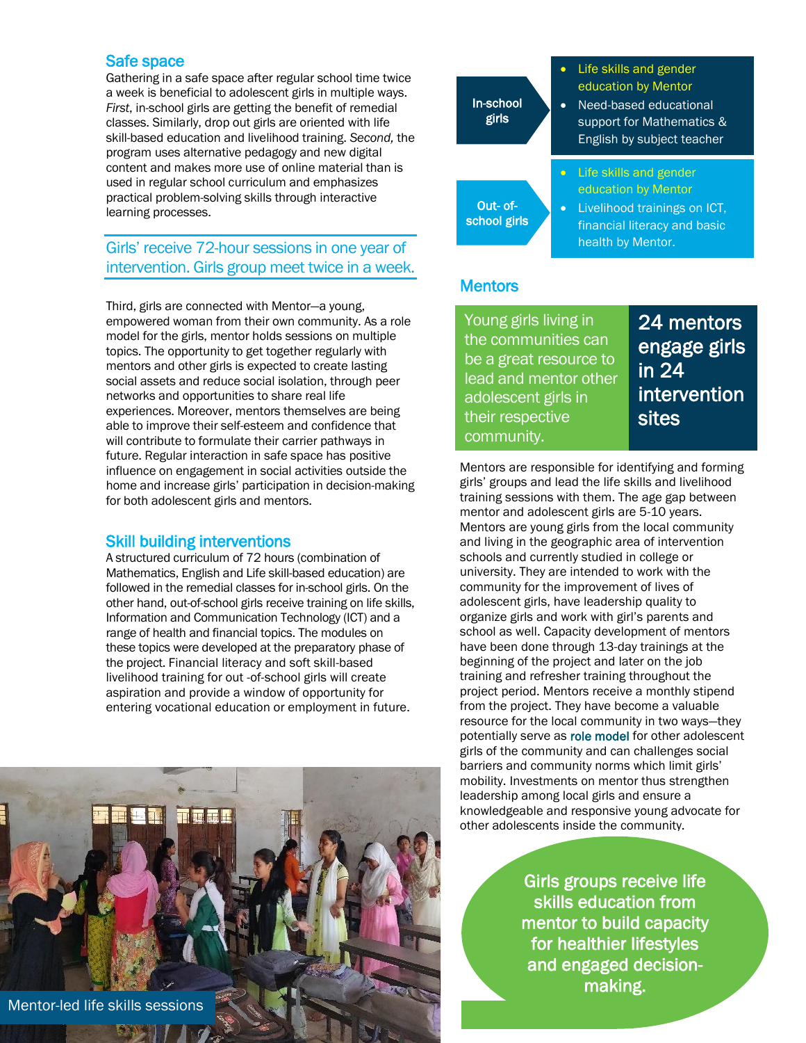## Safe space

Gathering in a safe space after regular school time twice a week is beneficial to adolescent girls in multiple ways. *First*, in-school girls are getting the benefit of remedial classes. Similarly, drop out girls are oriented with life skill-based education and livelihood training. *Second,* the program uses alternative pedagogy and new digital content and makes more use of online material than is used in regular school curriculum and emphasizes practical problem-solving skills through interactive learning processes.

> Girls' receive 72-hour sessions in one year of intervention. Girls group meet twice in a week.

Third, girls are connected with Mentor—a young, empowered woman from their own community. As a role model for the girls, mentor holds sessions on multiple topics. The opportunity to get together regularly with mentors and other girls is expected to create lasting social assets and reduce social isolation, through peer networks and opportunities to share real life experiences. Moreover, mentors themselves are being able to improve their self-esteem and confidence that will contribute to formulate their carrier pathways in future. Regular interaction in safe space has positive influence on engagement in social activities outside the home and increase girls' participation in decision-making for both adolescent girls and mentors.

## Skill building interventions

A structured curriculum of 72 hours (combination of Mathematics, English and Life skill-based education) are followed in the remedial classes for in-school girls. On the other hand, out-of-school girls receive training on life skills, Information and Communication Technology (ICT) and a range of health and financial topics. The modules on these topics were developed at the preparatory phase of the project. Financial literacy and soft skill-based livelihood training for out -of-school girls will create aspiration and provide a window of opportunity for entering vocational education or employment in future.

Mentor-led life skills sessions

**In-school girls**

- Life skills and gender education by Mentor
- Need-based educational support for Mathematics & English by subject teacher

**Out- of-school girls**

- Life skills and gender education by Mentor
- Livelihood trainings on ICT, financial literacy and basic health by Mentor.

## Mentors

> Young girls living in the communities can be a great resource to lead and mentor other adolescent girls in their respective community.

**24 mentors engage girls in 24 intervention sites**

Mentors are responsible for identifying and forming girls' groups and lead the life skills and livelihood training sessions with them. The age gap between mentor and adolescent girls are 5-10 years. Mentors are young girls from the local community and living in the geographic area of intervention schools and currently studied in college or university. They are intended to work with the community for the improvement of lives of adolescent girls, have leadership quality to organize girls and work with girl's parents and school as well. Capacity development of mentors have been done through 13-day trainings at the beginning of the project and later on the job training and refresher training throughout the project period. Mentors receive a monthly stipend from the project. They have become a valuable resource for the local community in two ways—they potentially serve as role model for other adolescent girls of the community and can challenges social barriers and community norms which limit girls' mobility. Investments on mentor thus strengthen leadership among local girls and ensure a knowledgeable and responsive young advocate for other adolescents inside the community.

> Girls groups receive life skills education from mentor to build capacity for healthier lifestyles and engaged decision-making.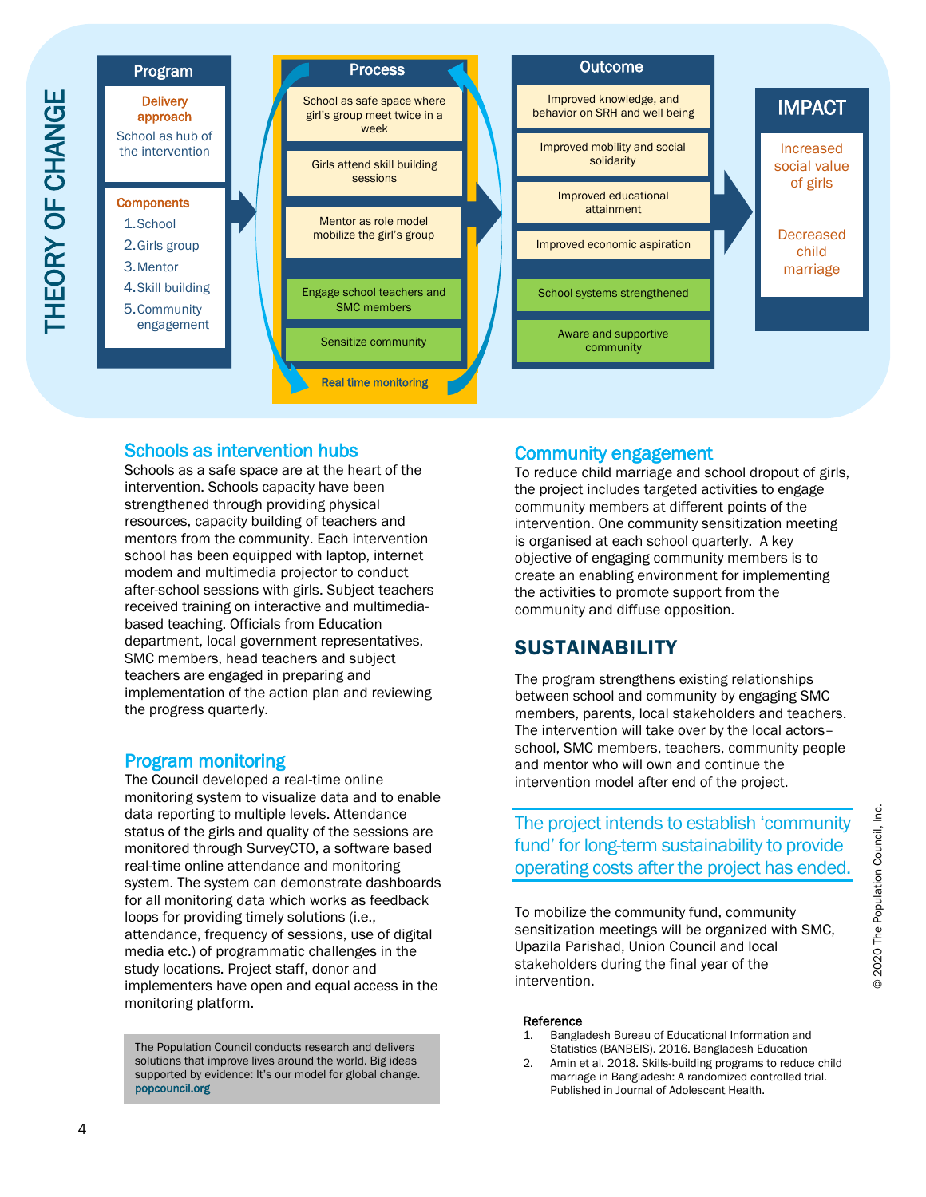# THEORY OF CHANGE

**Program**

**Delivery approach**

School as hub of the intervention

**Components**

1. School
2. Girls group
3. Mentor
4. Skill building
5. Community engagement

**Process**

School as safe space where girl's group meet twice in a week

Girls attend skill building sessions

Mentor as role model mobilize the girl's group

Engage school teachers and SMC members

Sensitize community

Real time monitoring

**Outcome**

Improved knowledge, and behavior on SRH and well being

Improved mobility and social solidarity

Improved educational attainment

Improved economic aspiration

School systems strengthened

Aware and supportive community

**IMPACT**

Increased social value of girls

Decreased child marriage

## Schools as intervention hubs

Schools as a safe space are at the heart of the intervention. Schools capacity have been strengthened through providing physical resources, capacity building of teachers and mentors from the community. Each intervention school has been equipped with laptop, internet modem and multimedia projector to conduct after-school sessions with girls. Subject teachers received training on interactive and multimedia-based teaching. Officials from Education department, local government representatives, SMC members, head teachers and subject teachers are engaged in preparing and implementation of the action plan and reviewing the progress quarterly.

## Program monitoring

The Council developed a real-time online monitoring system to visualize data and to enable data reporting to multiple levels. Attendance status of the girls and quality of the sessions are monitored through SurveyCTO, a software based real-time online attendance and monitoring system. The system can demonstrate dashboards for all monitoring data which works as feedback loops for providing timely solutions (i.e., attendance, frequency of sessions, use of digital media etc.) of programmatic challenges in the study locations. Project staff, donor and implementers have open and equal access in the monitoring platform.

The Population Council conducts research and delivers solutions that improve lives around the world. Big ideas supported by evidence: It's our model for global change. popcouncil.org

## Community engagement

To reduce child marriage and school dropout of girls, the project includes targeted activities to engage community members at different points of the intervention. One community sensitization meeting is organised at each school quarterly. A key objective of engaging community members is to create an enabling environment for implementing the activities to promote support from the community and diffuse opposition.

## SUSTAINABILITY

The program strengthens existing relationships between school and community by engaging SMC members, parents, local stakeholders and teachers. The intervention will take over by the local actors– school, SMC members, teachers, community people and mentor who will own and continue the intervention model after end of the project.

The project intends to establish 'community fund' for long-term sustainability to provide operating costs after the project has ended.

To mobilize the community fund, community sensitization meetings will be organized with SMC, Upazila Parishad, Union Council and local stakeholders during the final year of the intervention.

### Reference

1. Bangladesh Bureau of Educational Information and Statistics (BANBEIS). 2016. Bangladesh Education
2. Amin et al. 2018. Skills-building programs to reduce child marriage in Bangladesh: A randomized controlled trial. Published in Journal of Adolescent Health.

© 2020 The Population Council, Inc.